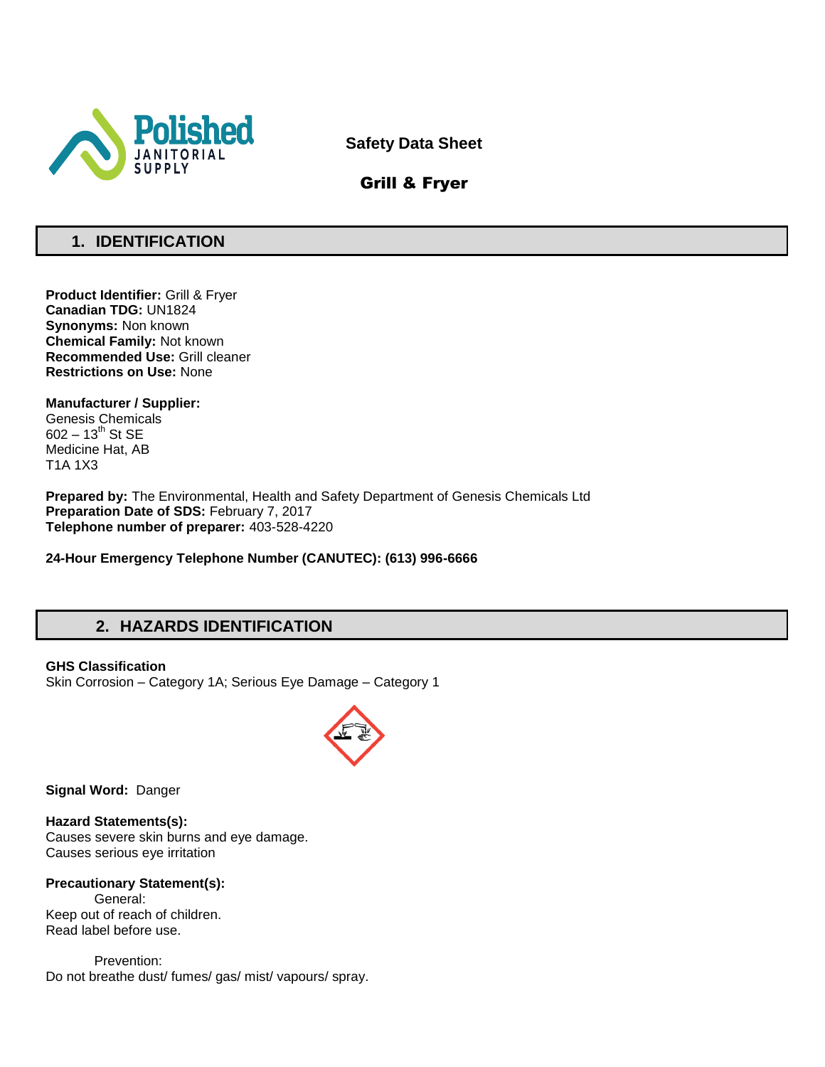Polished JANITORIAL SUPPLY

**Safety Data Sheet**

**Grill & Fryer**

## 1. IDENTIFICATION

**Product Identifier:** Grill & Fryer
**Canadian TDG:** UN1824
**Synonyms:** Non known
**Chemical Family:** Not known
**Recommended Use:** Grill cleaner
**Restrictions on Use:** None

**Manufacturer / Supplier:**
Genesis Chemicals
602 – $13^{th}$ St SE
Medicine Hat, AB
T1A 1X3

**Prepared by:** The Environmental, Health and Safety Department of Genesis Chemicals Ltd
**Preparation Date of SDS:** February 7, 2017
**Telephone number of preparer:** 403-528-4220

**24-Hour Emergency Telephone Number (CANUTEC): (613) 996-6666**

## 2. HAZARDS IDENTIFICATION

**GHS Classification**
Skin Corrosion – Category 1A; Serious Eye Damage – Category 1

**Signal Word:** Danger

**Hazard Statements(s):**
Causes severe skin burns and eye damage.
Causes serious eye irritation

**Precautionary Statement(s):**

General:
Keep out of reach of children.
Read label before use.

Prevention:
Do not breathe dust/ fumes/ gas/ mist/ vapours/ spray.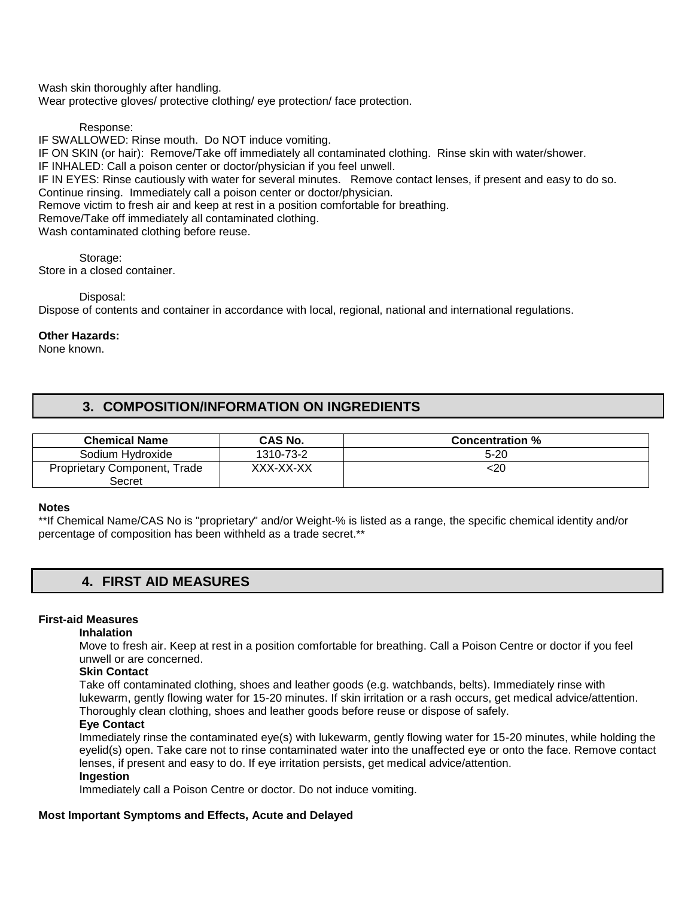Wash skin thoroughly after handling.
Wear protective gloves/ protective clothing/ eye protection/ face protection.

Response:

IF SWALLOWED: Rinse mouth. Do NOT induce vomiting.
IF ON SKIN (or hair): Remove/Take off immediately all contaminated clothing. Rinse skin with water/shower.
IF INHALED: Call a poison center or doctor/physician if you feel unwell.
IF IN EYES: Rinse cautiously with water for several minutes. Remove contact lenses, if present and easy to do so. Continue rinsing. Immediately call a poison center or doctor/physician.
Remove victim to fresh air and keep at rest in a position comfortable for breathing.
Remove/Take off immediately all contaminated clothing.
Wash contaminated clothing before reuse.

Storage:

Store in a closed container.

Disposal:

Dispose of contents and container in accordance with local, regional, national and international regulations.

**Other Hazards:**
None known.

## 3. COMPOSITION/INFORMATION ON INGREDIENTS

| Chemical Name | CAS No. | Concentration % |
|---|---|---|
| Sodium Hydroxide | 1310-73-2 | 5-20 |
| Proprietary Component, Trade Secret | XXX-XX-XX | <20 |

**Notes**
**If Chemical Name/CAS No is "proprietary" and/or Weight-% is listed as a range, the specific chemical identity and/or percentage of composition has been withheld as a trade secret.**

## 4. FIRST AID MEASURES

**First-aid Measures**

**Inhalation**
Move to fresh air. Keep at rest in a position comfortable for breathing. Call a Poison Centre or doctor if you feel unwell or are concerned.

**Skin Contact**
Take off contaminated clothing, shoes and leather goods (e.g. watchbands, belts). Immediately rinse with lukewarm, gently flowing water for 15-20 minutes. If skin irritation or a rash occurs, get medical advice/attention. Thoroughly clean clothing, shoes and leather goods before reuse or dispose of safely.

**Eye Contact**
Immediately rinse the contaminated eye(s) with lukewarm, gently flowing water for 15-20 minutes, while holding the eyelid(s) open. Take care not to rinse contaminated water into the unaffected eye or onto the face. Remove contact lenses, if present and easy to do. If eye irritation persists, get medical advice/attention.

**Ingestion**
Immediately call a Poison Centre or doctor. Do not induce vomiting.

**Most Important Symptoms and Effects, Acute and Delayed**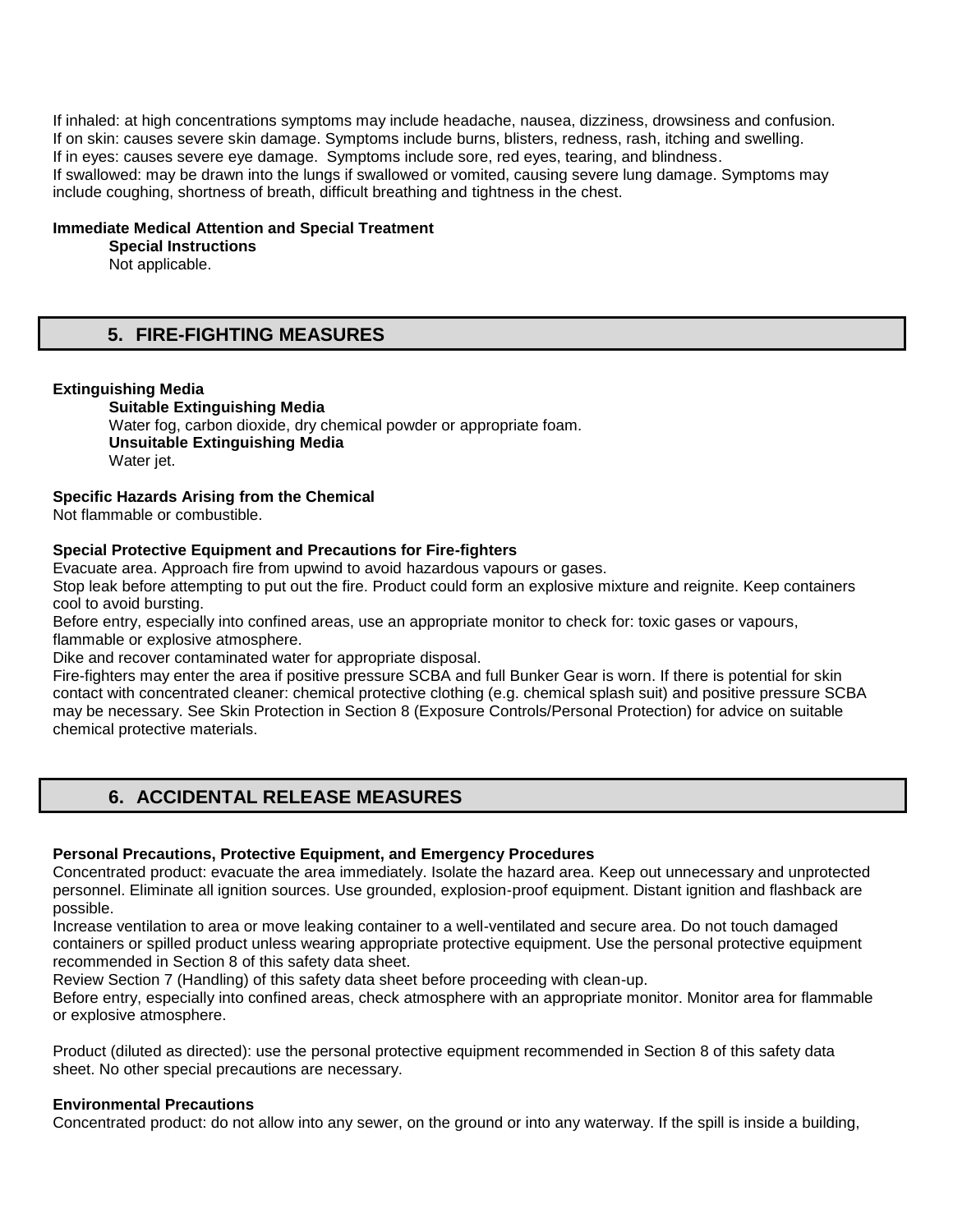If inhaled: at high concentrations symptoms may include headache, nausea, dizziness, drowsiness and confusion.
If on skin: causes severe skin damage. Symptoms include burns, blisters, redness, rash, itching and swelling.
If in eyes: causes severe eye damage. Symptoms include sore, red eyes, tearing, and blindness.
If swallowed: may be drawn into the lungs if swallowed or vomited, causing severe lung damage. Symptoms may include coughing, shortness of breath, difficult breathing and tightness in the chest.

**Immediate Medical Attention and Special Treatment**

**Special Instructions**

Not applicable.

## 5. FIRE-FIGHTING MEASURES

**Extinguishing Media**

**Suitable Extinguishing Media**

Water fog, carbon dioxide, dry chemical powder or appropriate foam.

**Unsuitable Extinguishing Media**

Water jet.

**Specific Hazards Arising from the Chemical**

Not flammable or combustible.

**Special Protective Equipment and Precautions for Fire-fighters**

Evacuate area. Approach fire from upwind to avoid hazardous vapours or gases.
Stop leak before attempting to put out the fire. Product could form an explosive mixture and reignite. Keep containers cool to avoid bursting.
Before entry, especially into confined areas, use an appropriate monitor to check for: toxic gases or vapours, flammable or explosive atmosphere.
Dike and recover contaminated water for appropriate disposal.
Fire-fighters may enter the area if positive pressure SCBA and full Bunker Gear is worn. If there is potential for skin contact with concentrated cleaner: chemical protective clothing (e.g. chemical splash suit) and positive pressure SCBA may be necessary. See Skin Protection in Section 8 (Exposure Controls/Personal Protection) for advice on suitable chemical protective materials.

## 6. ACCIDENTAL RELEASE MEASURES

**Personal Precautions, Protective Equipment, and Emergency Procedures**

Concentrated product: evacuate the area immediately. Isolate the hazard area. Keep out unnecessary and unprotected personnel. Eliminate all ignition sources. Use grounded, explosion-proof equipment. Distant ignition and flashback are possible.
Increase ventilation to area or move leaking container to a well-ventilated and secure area. Do not touch damaged containers or spilled product unless wearing appropriate protective equipment. Use the personal protective equipment recommended in Section 8 of this safety data sheet.
Review Section 7 (Handling) of this safety data sheet before proceeding with clean-up.
Before entry, especially into confined areas, check atmosphere with an appropriate monitor. Monitor area for flammable or explosive atmosphere.

Product (diluted as directed): use the personal protective equipment recommended in Section 8 of this safety data sheet. No other special precautions are necessary.

**Environmental Precautions**

Concentrated product: do not allow into any sewer, on the ground or into any waterway. If the spill is inside a building,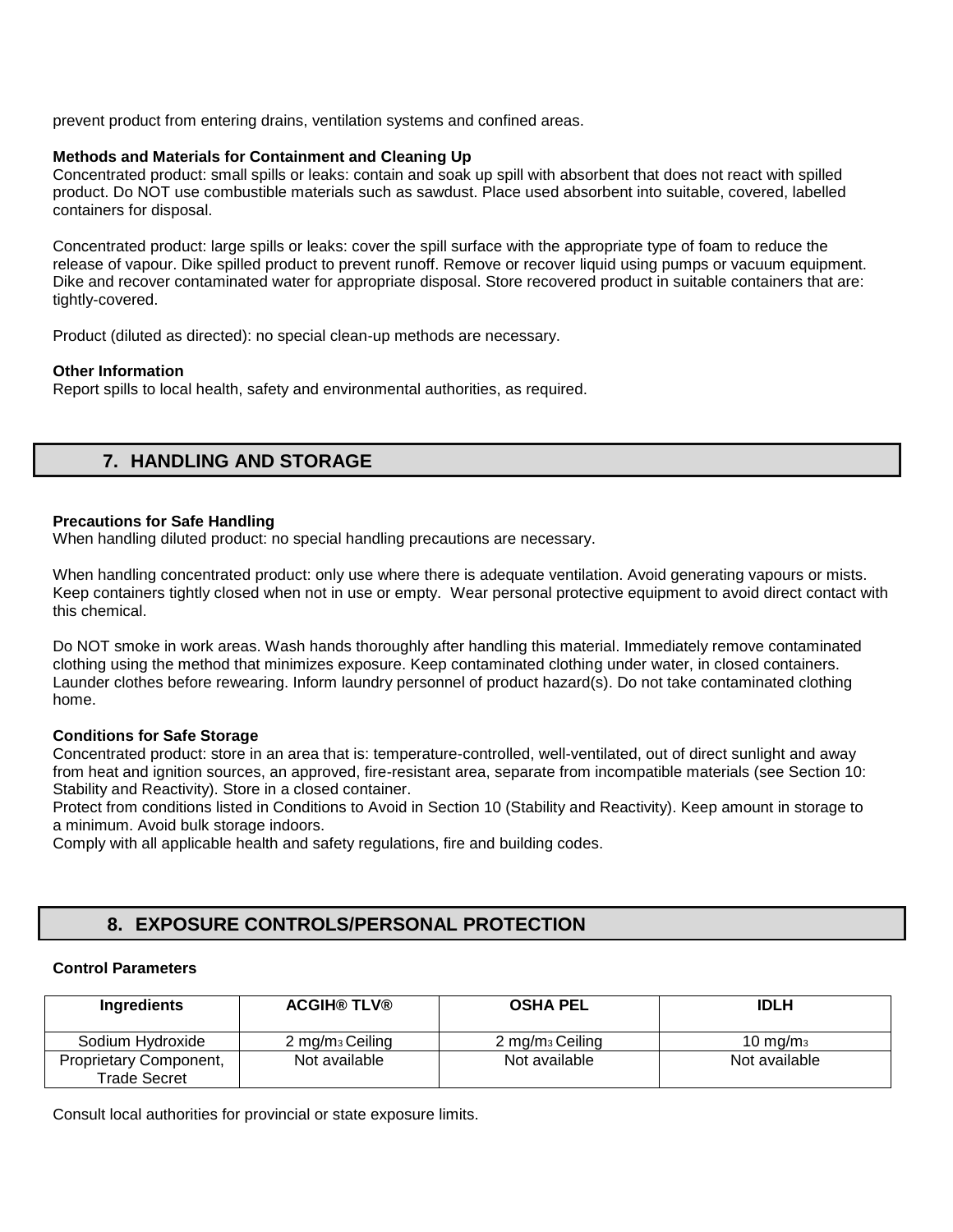prevent product from entering drains, ventilation systems and confined areas.

**Methods and Materials for Containment and Cleaning Up**

Concentrated product: small spills or leaks: contain and soak up spill with absorbent that does not react with spilled product. Do NOT use combustible materials such as sawdust. Place used absorbent into suitable, covered, labelled containers for disposal.

Concentrated product: large spills or leaks: cover the spill surface with the appropriate type of foam to reduce the release of vapour. Dike spilled product to prevent runoff. Remove or recover liquid using pumps or vacuum equipment. Dike and recover contaminated water for appropriate disposal. Store recovered product in suitable containers that are: tightly-covered.

Product (diluted as directed): no special clean-up methods are necessary.

**Other Information**

Report spills to local health, safety and environmental authorities, as required.

## 7. HANDLING AND STORAGE

**Precautions for Safe Handling**

When handling diluted product: no special handling precautions are necessary.

When handling concentrated product: only use where there is adequate ventilation. Avoid generating vapours or mists. Keep containers tightly closed when not in use or empty. Wear personal protective equipment to avoid direct contact with this chemical.

Do NOT smoke in work areas. Wash hands thoroughly after handling this material. Immediately remove contaminated clothing using the method that minimizes exposure. Keep contaminated clothing under water, in closed containers. Launder clothes before rewearing. Inform laundry personnel of product hazard(s). Do not take contaminated clothing home.

**Conditions for Safe Storage**

Concentrated product: store in an area that is: temperature-controlled, well-ventilated, out of direct sunlight and away from heat and ignition sources, an approved, fire-resistant area, separate from incompatible materials (see Section 10: Stability and Reactivity). Store in a closed container.
Protect from conditions listed in Conditions to Avoid in Section 10 (Stability and Reactivity). Keep amount in storage to a minimum. Avoid bulk storage indoors.
Comply with all applicable health and safety regulations, fire and building codes.

## 8. EXPOSURE CONTROLS/PERSONAL PROTECTION

**Control Parameters**

| Ingredients | ACGIH® TLV® | OSHA PEL | IDLH |
|---|---|---|---|
| Sodium Hydroxide | 2 $mg/m^3$ Ceiling | 2 $mg/m^3$ Ceiling | 10 $mg/m^3$ |
| Proprietary Component, Trade Secret | Not available | Not available | Not available |

Consult local authorities for provincial or state exposure limits.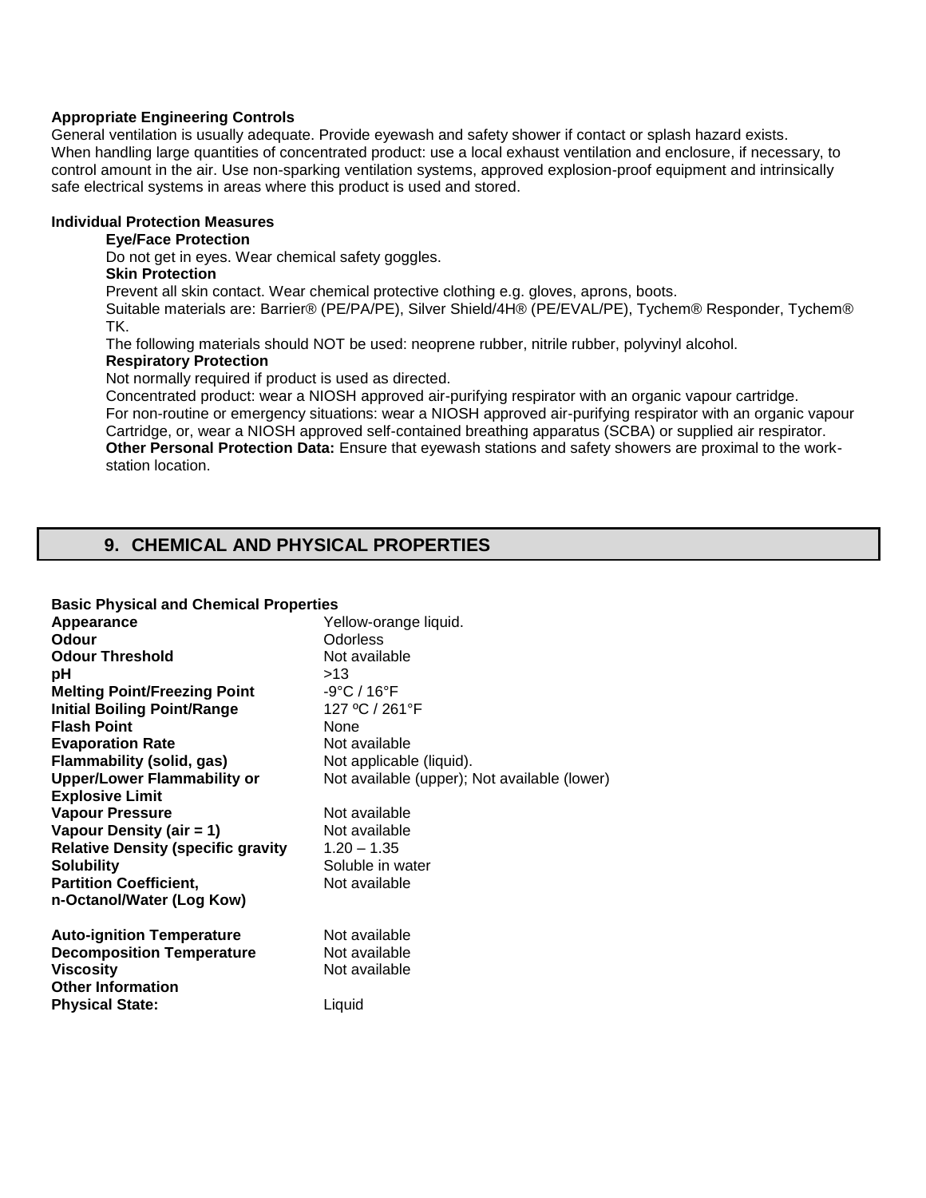**Appropriate Engineering Controls**

General ventilation is usually adequate. Provide eyewash and safety shower if contact or splash hazard exists. When handling large quantities of concentrated product: use a local exhaust ventilation and enclosure, if necessary, to control amount in the air. Use non-sparking ventilation systems, approved explosion-proof equipment and intrinsically safe electrical systems in areas where this product is used and stored.

**Individual Protection Measures**

**Eye/Face Protection**

Do not get in eyes. Wear chemical safety goggles.

**Skin Protection**

Prevent all skin contact. Wear chemical protective clothing e.g. gloves, aprons, boots.

Suitable materials are: Barrier® (PE/PA/PE), Silver Shield/4H® (PE/EVAL/PE), Tychem® Responder, Tychem® TK.

The following materials should NOT be used: neoprene rubber, nitrile rubber, polyvinyl alcohol.

**Respiratory Protection**

Not normally required if product is used as directed.

Concentrated product: wear a NIOSH approved air-purifying respirator with an organic vapour cartridge.

For non-routine or emergency situations: wear a NIOSH approved air-purifying respirator with an organic vapour Cartridge, or, wear a NIOSH approved self-contained breathing apparatus (SCBA) or supplied air respirator.

**Other Personal Protection Data:** Ensure that eyewash stations and safety showers are proximal to the work-station location.

## 9. CHEMICAL AND PHYSICAL PROPERTIES

**Basic Physical and Chemical Properties**

| | |
|---|---|
| **Appearance** | Yellow-orange liquid. |
| **Odour** | Odorless |
| **Odour Threshold** | Not available |
| **pH** | >13 |
| **Melting Point/Freezing Point** | -9°C / 16°F |
| **Initial Boiling Point/Range** | 127 ºC / 261°F |
| **Flash Point** | None |
| **Evaporation Rate** | Not available |
| **Flammability (solid, gas)** | Not applicable (liquid). |
| **Upper/Lower Flammability or Explosive Limit** | Not available (upper); Not available (lower) |
| **Vapour Pressure** | Not available |
| **Vapour Density (air = 1)** | Not available |
| **Relative Density (specific gravity** | 1.20 – 1.35 |
| **Solubility** | Soluble in water |
| **Partition Coefficient, n-Octanol/Water (Log Kow)** | Not available |
| **Auto-ignition Temperature** | Not available |
| **Decomposition Temperature** | Not available |
| **Viscosity** | Not available |
| **Other Information** | |
| **Physical State:** | Liquid |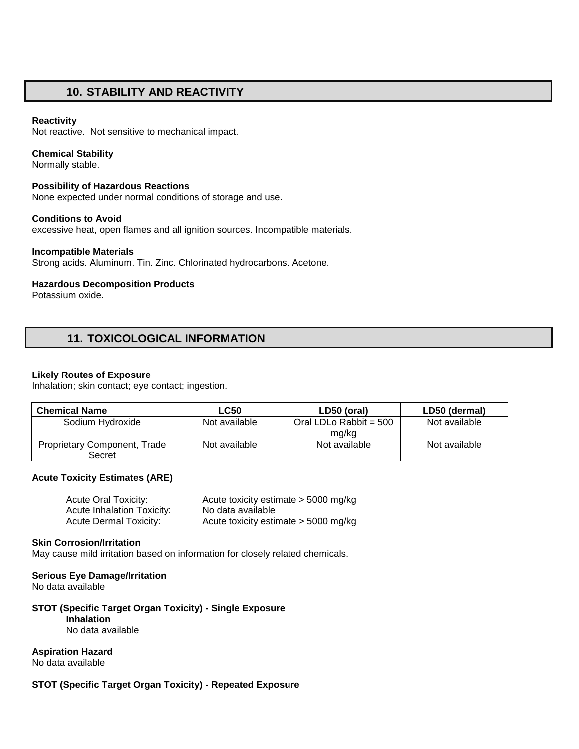## 10. STABILITY AND REACTIVITY

**Reactivity**
Not reactive. Not sensitive to mechanical impact.

**Chemical Stability**
Normally stable.

**Possibility of Hazardous Reactions**
None expected under normal conditions of storage and use.

**Conditions to Avoid**
excessive heat, open flames and all ignition sources. Incompatible materials.

**Incompatible Materials**
Strong acids. Aluminum. Tin. Zinc. Chlorinated hydrocarbons. Acetone.

**Hazardous Decomposition Products**
Potassium oxide.

## 11. TOXICOLOGICAL INFORMATION

**Likely Routes of Exposure**
Inhalation; skin contact; eye contact; ingestion.

| Chemical Name | LC50 | LD50 (oral) | LD50 (dermal) |
|---|---|---|---|
| Sodium Hydroxide | Not available | Oral LDLo Rabbit = 500 mg/kg | Not available |
| Proprietary Component, Trade Secret | Not available | Not available | Not available |

**Acute Toxicity Estimates (ARE)**

| | |
|---|---|
| Acute Oral Toxicity: | Acute toxicity estimate > 5000 mg/kg |
| Acute Inhalation Toxicity: | No data available |
| Acute Dermal Toxicity: | Acute toxicity estimate > 5000 mg/kg |

**Skin Corrosion/Irritation**
May cause mild irritation based on information for closely related chemicals.

**Serious Eye Damage/Irritation**
No data available

**STOT (Specific Target Organ Toxicity) - Single Exposure**

**Inhalation**
No data available

**Aspiration Hazard**
No data available

**STOT (Specific Target Organ Toxicity) - Repeated Exposure**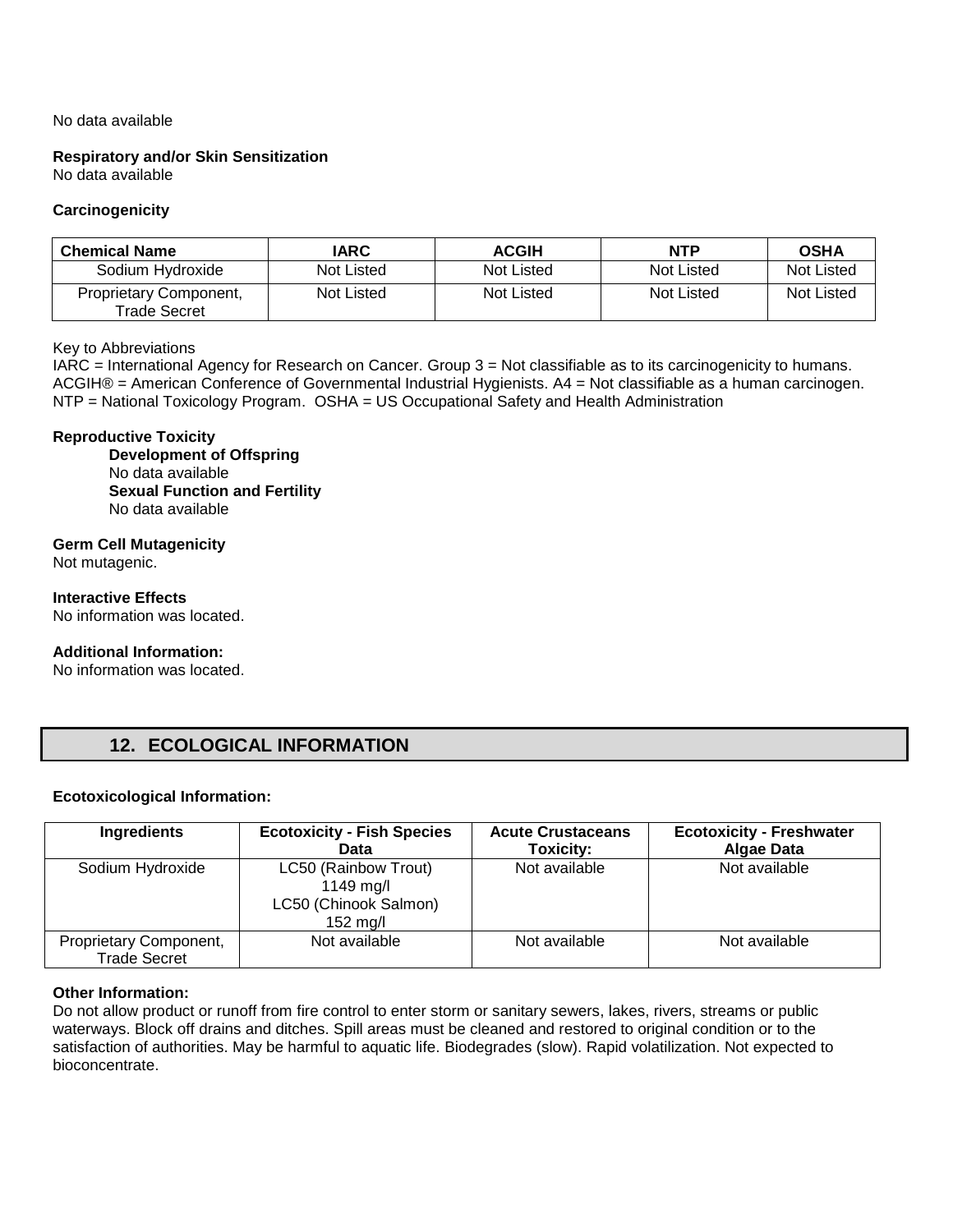No data available

**Respiratory and/or Skin Sensitization**
No data available

**Carcinogenicity**

| Chemical Name | IARC | ACGIH | NTP | OSHA |
|---|---|---|---|---|
| Sodium Hydroxide | Not Listed | Not Listed | Not Listed | Not Listed |
| Proprietary Component, Trade Secret | Not Listed | Not Listed | Not Listed | Not Listed |

Key to Abbreviations
IARC = International Agency for Research on Cancer. Group 3 = Not classifiable as to its carcinogenicity to humans.
ACGIH® = American Conference of Governmental Industrial Hygienists. A4 = Not classifiable as a human carcinogen.
NTP = National Toxicology Program. OSHA = US Occupational Safety and Health Administration

**Reproductive Toxicity**

**Development of Offspring**
No data available
**Sexual Function and Fertility**
No data available

**Germ Cell Mutagenicity**
Not mutagenic.

**Interactive Effects**
No information was located.

**Additional Information:**
No information was located.

## 12. ECOLOGICAL INFORMATION

**Ecotoxicological Information:**

| Ingredients | Ecotoxicity - Fish Species Data | Acute Crustaceans Toxicity: | Ecotoxicity - Freshwater Algae Data |
|---|---|---|---|
| Sodium Hydroxide | LC50 (Rainbow Trout) 1149 mg/l LC50 (Chinook Salmon) 152 mg/l | Not available | Not available |
| Proprietary Component, Trade Secret | Not available | Not available | Not available |

**Other Information:**
Do not allow product or runoff from fire control to enter storm or sanitary sewers, lakes, rivers, streams or public waterways. Block off drains and ditches. Spill areas must be cleaned and restored to original condition or to the satisfaction of authorities. May be harmful to aquatic life. Biodegrades (slow). Rapid volatilization. Not expected to bioconcentrate.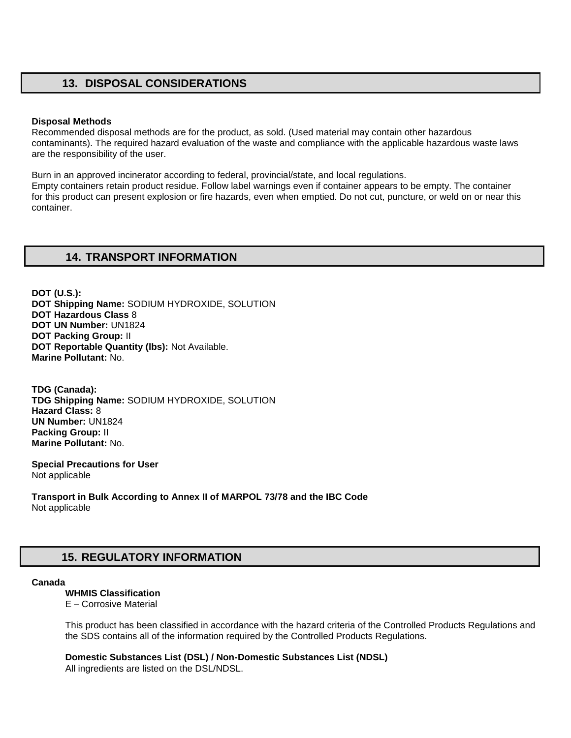## 13. DISPOSAL CONSIDERATIONS

**Disposal Methods**
Recommended disposal methods are for the product, as sold. (Used material may contain other hazardous contaminants). The required hazard evaluation of the waste and compliance with the applicable hazardous waste laws are the responsibility of the user.

Burn in an approved incinerator according to federal, provincial/state, and local regulations.
Empty containers retain product residue. Follow label warnings even if container appears to be empty. The container for this product can present explosion or fire hazards, even when emptied. Do not cut, puncture, or weld on or near this container.

## 14. TRANSPORT INFORMATION

**DOT (U.S.):**
**DOT Shipping Name:** SODIUM HYDROXIDE, SOLUTION
**DOT Hazardous Class** 8
**DOT UN Number:** UN1824
**DOT Packing Group:** II
**DOT Reportable Quantity (lbs):** Not Available.
**Marine Pollutant:** No.

**TDG (Canada):**
**TDG Shipping Name:** SODIUM HYDROXIDE, SOLUTION
**Hazard Class:** 8
**UN Number:** UN1824
**Packing Group:** II
**Marine Pollutant:** No.

**Special Precautions for User**
Not applicable

**Transport in Bulk According to Annex II of MARPOL 73/78 and the IBC Code**
Not applicable

## 15. REGULATORY INFORMATION

**Canada**

**WHMIS Classification**
E – Corrosive Material

This product has been classified in accordance with the hazard criteria of the Controlled Products Regulations and the SDS contains all of the information required by the Controlled Products Regulations.

**Domestic Substances List (DSL) / Non-Domestic Substances List (NDSL)**
All ingredients are listed on the DSL/NDSL.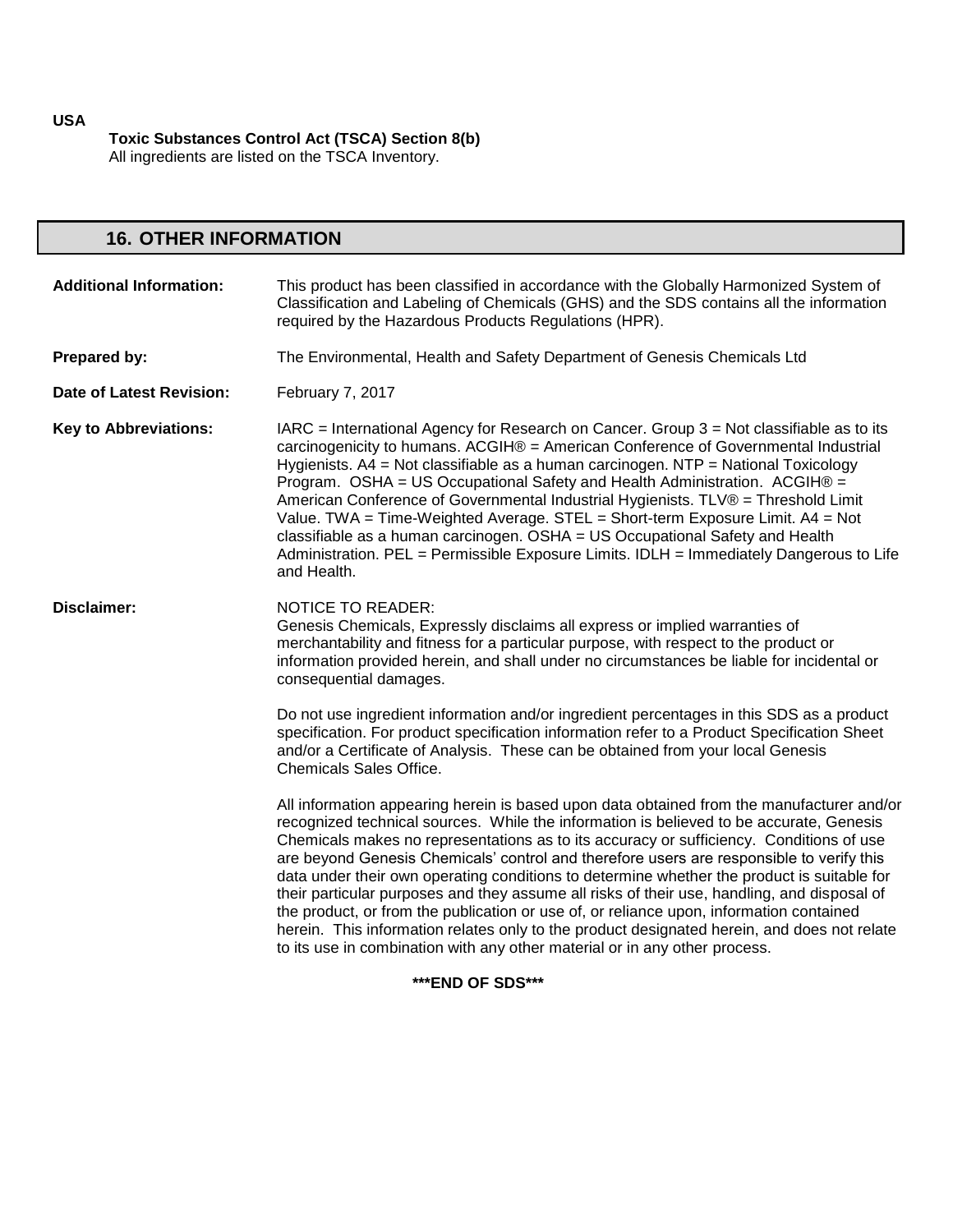**USA**

**Toxic Substances Control Act (TSCA) Section 8(b)**
All ingredients are listed on the TSCA Inventory.

## 16. OTHER INFORMATION

**Additional Information:** This product has been classified in accordance with the Globally Harmonized System of Classification and Labeling of Chemicals (GHS) and the SDS contains all the information required by the Hazardous Products Regulations (HPR).

**Prepared by:** The Environmental, Health and Safety Department of Genesis Chemicals Ltd

**Date of Latest Revision:** February 7, 2017

**Key to Abbreviations:** IARC = International Agency for Research on Cancer. Group 3 = Not classifiable as to its carcinogenicity to humans. ACGIH® = American Conference of Governmental Industrial Hygienists. A4 = Not classifiable as a human carcinogen. NTP = National Toxicology Program. OSHA = US Occupational Safety and Health Administration. ACGIH® = American Conference of Governmental Industrial Hygienists. TLV® = Threshold Limit Value. TWA = Time-Weighted Average. STEL = Short-term Exposure Limit. A4 = Not classifiable as a human carcinogen. OSHA = US Occupational Safety and Health Administration. PEL = Permissible Exposure Limits. IDLH = Immediately Dangerous to Life and Health.

**Disclaimer:** NOTICE TO READER:
Genesis Chemicals, Expressly disclaims all express or implied warranties of merchantability and fitness for a particular purpose, with respect to the product or information provided herein, and shall under no circumstances be liable for incidental or consequential damages.

Do not use ingredient information and/or ingredient percentages in this SDS as a product specification. For product specification information refer to a Product Specification Sheet and/or a Certificate of Analysis. These can be obtained from your local Genesis Chemicals Sales Office.

All information appearing herein is based upon data obtained from the manufacturer and/or recognized technical sources. While the information is believed to be accurate, Genesis Chemicals makes no representations as to its accuracy or sufficiency. Conditions of use are beyond Genesis Chemicals' control and therefore users are responsible to verify this data under their own operating conditions to determine whether the product is suitable for their particular purposes and they assume all risks of their use, handling, and disposal of the product, or from the publication or use of, or reliance upon, information contained herein. This information relates only to the product designated herein, and does not relate to its use in combination with any other material or in any other process.

**\*\*\*END OF SDS\*\*\***